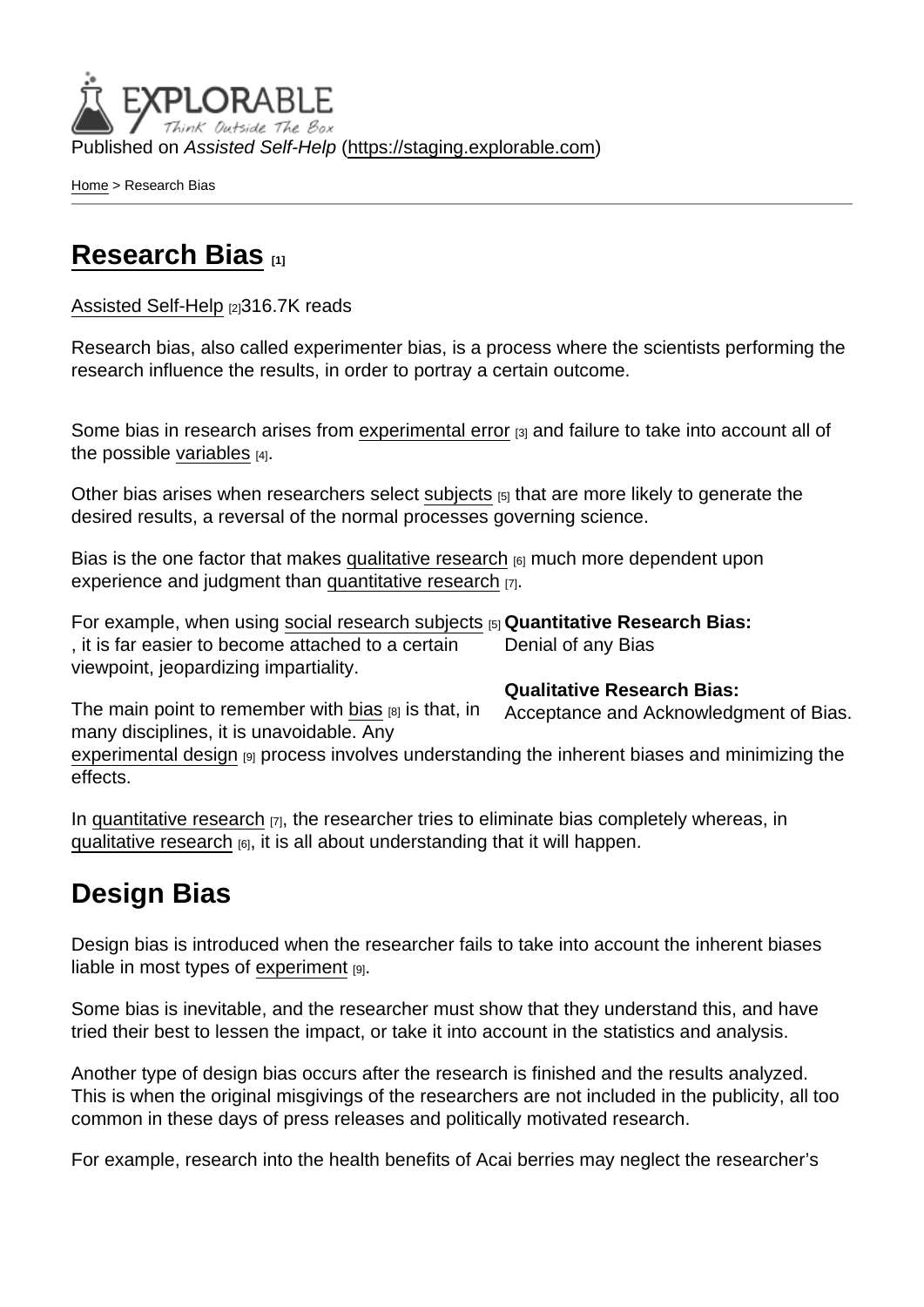Published on *Assisted Self-Help* (https://staging.explorable.com)

Home > Research Bias

# Research Bias [1]

Assisted Self-Help [2]316.7K reads

Research bias, also called experimenter bias, is a process where the scientists performing the research influence the results, in order to portray a certain outcome.

Some bias in research arises from experimental error [3] and failure to take into account all of the possible variables [4].

Other bias arises when researchers select subjects [5] that are more likely to generate the desired results, a reversal of the normal processes governing science.

Bias is the one factor that makes qualitative research [6] much more dependent upon experience and judgment than quantitative research [7].

For example, when using social research subjects [5], it is far easier to become attached to a certain viewpoint, jeopardizing impartiality.

**Quantitative Research Bias:**
Denial of any Bias

**Qualitative Research Bias:**
Acceptance and Acknowledgment of Bias.

The main point to remember with bias [8] is that, in many disciplines, it is unavoidable. Any experimental design [9] process involves understanding the inherent biases and minimizing the effects.

In quantitative research [7], the researcher tries to eliminate bias completely whereas, in qualitative research [6], it is all about understanding that it will happen.

## Design Bias

Design bias is introduced when the researcher fails to take into account the inherent biases liable in most types of experiment [9].

Some bias is inevitable, and the researcher must show that they understand this, and have tried their best to lessen the impact, or take it into account in the statistics and analysis.

Another type of design bias occurs after the research is finished and the results analyzed. This is when the original misgivings of the researchers are not included in the publicity, all too common in these days of press releases and politically motivated research.

For example, research into the health benefits of Acai berries may neglect the researcher's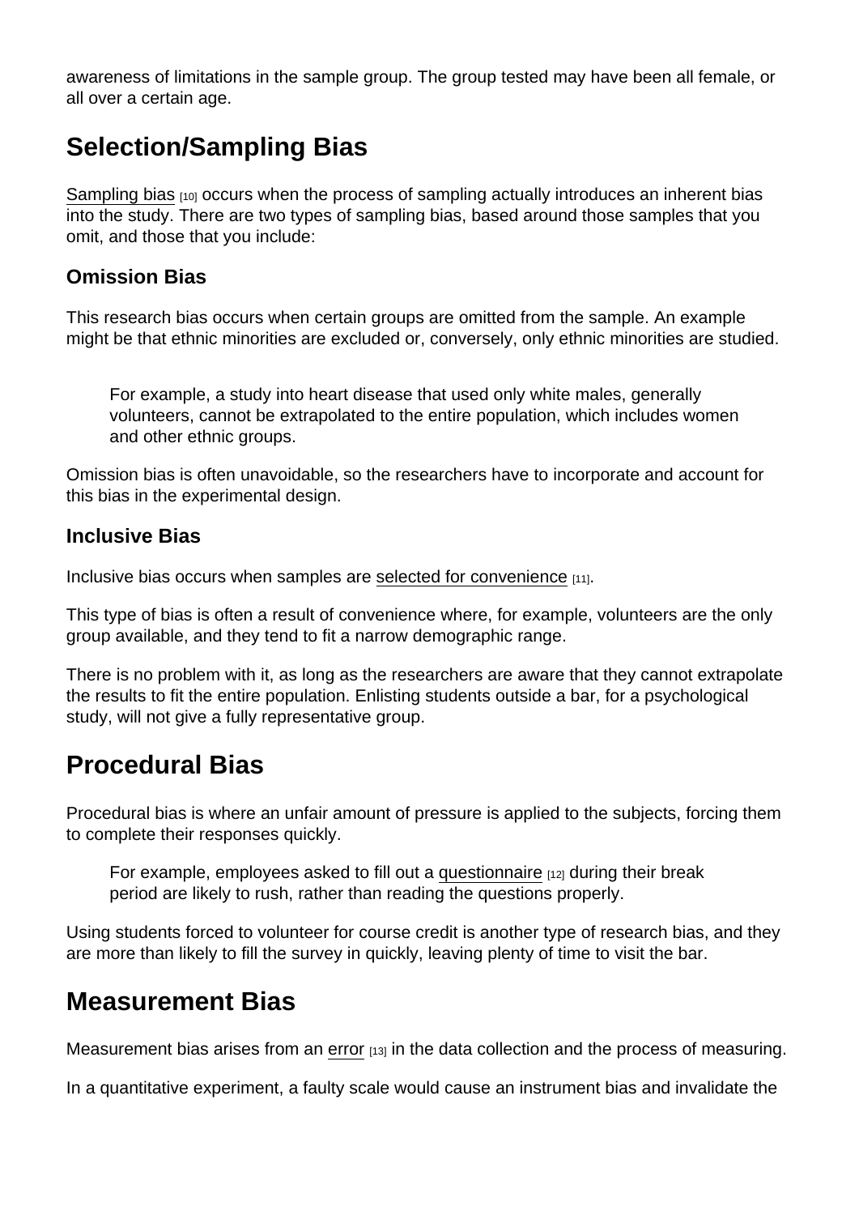awareness of limitations in the sample group. The group tested may have been all female, or all over a certain age.

## Selection/Sampling Bias

Sampling bias [10] occurs when the process of sampling actually introduces an inherent bias into the study. There are two types of sampling bias, based around those samples that you omit, and those that you include:

### Omission Bias

This research bias occurs when certain groups are omitted from the sample. An example might be that ethnic minorities are excluded or, conversely, only ethnic minorities are studied.

> For example, a study into heart disease that used only white males, generally volunteers, cannot be extrapolated to the entire population, which includes women and other ethnic groups.

Omission bias is often unavoidable, so the researchers have to incorporate and account for this bias in the experimental design.

### Inclusive Bias

Inclusive bias occurs when samples are selected for convenience [11].

This type of bias is often a result of convenience where, for example, volunteers are the only group available, and they tend to fit a narrow demographic range.

There is no problem with it, as long as the researchers are aware that they cannot extrapolate the results to fit the entire population. Enlisting students outside a bar, for a psychological study, will not give a fully representative group.

## Procedural Bias

Procedural bias is where an unfair amount of pressure is applied to the subjects, forcing them to complete their responses quickly.

> For example, employees asked to fill out a questionnaire [12] during their break period are likely to rush, rather than reading the questions properly.

Using students forced to volunteer for course credit is another type of research bias, and they are more than likely to fill the survey in quickly, leaving plenty of time to visit the bar.

## Measurement Bias

Measurement bias arises from an error [13] in the data collection and the process of measuring.

In a quantitative experiment, a faulty scale would cause an instrument bias and invalidate the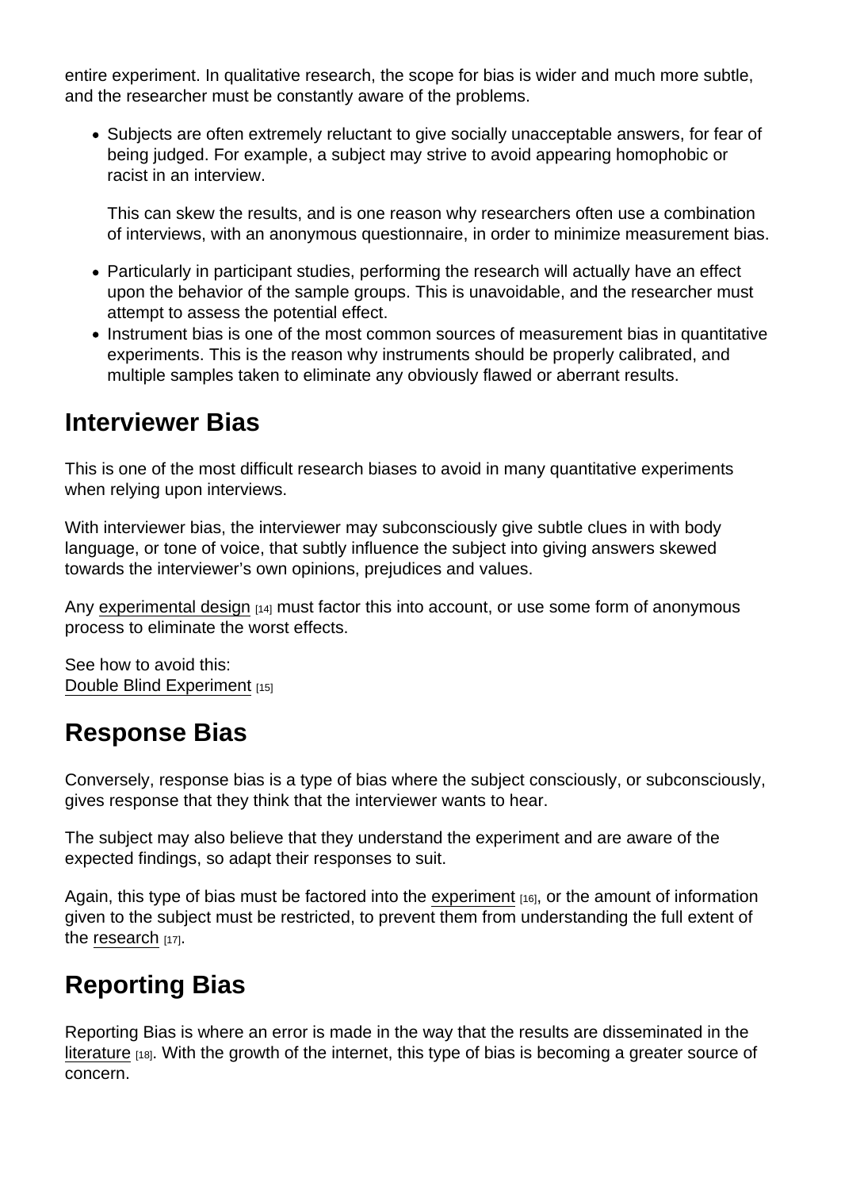entire experiment. In qualitative research, the scope for bias is wider and much more subtle, and the researcher must be constantly aware of the problems.

- Subjects are often extremely reluctant to give socially unacceptable answers, for fear of being judged. For example, a subject may strive to avoid appearing homophobic or racist in an interview.

  This can skew the results, and is one reason why researchers often use a combination of interviews, with an anonymous questionnaire, in order to minimize measurement bias.

- Particularly in participant studies, performing the research will actually have an effect upon the behavior of the sample groups. This is unavoidable, and the researcher must attempt to assess the potential effect.
- Instrument bias is one of the most common sources of measurement bias in quantitative experiments. This is the reason why instruments should be properly calibrated, and multiple samples taken to eliminate any obviously flawed or aberrant results.

## Interviewer Bias

This is one of the most difficult research biases to avoid in many quantitative experiments when relying upon interviews.

With interviewer bias, the interviewer may subconsciously give subtle clues in with body language, or tone of voice, that subtly influence the subject into giving answers skewed towards the interviewer's own opinions, prejudices and values.

Any experimental design [14] must factor this into account, or use some form of anonymous process to eliminate the worst effects.

See how to avoid this:
Double Blind Experiment [15]

## Response Bias

Conversely, response bias is a type of bias where the subject consciously, or subconsciously, gives response that they think that the interviewer wants to hear.

The subject may also believe that they understand the experiment and are aware of the expected findings, so adapt their responses to suit.

Again, this type of bias must be factored into the experiment [16], or the amount of information given to the subject must be restricted, to prevent them from understanding the full extent of the research [17].

## Reporting Bias

Reporting Bias is where an error is made in the way that the results are disseminated in the literature [18]. With the growth of the internet, this type of bias is becoming a greater source of concern.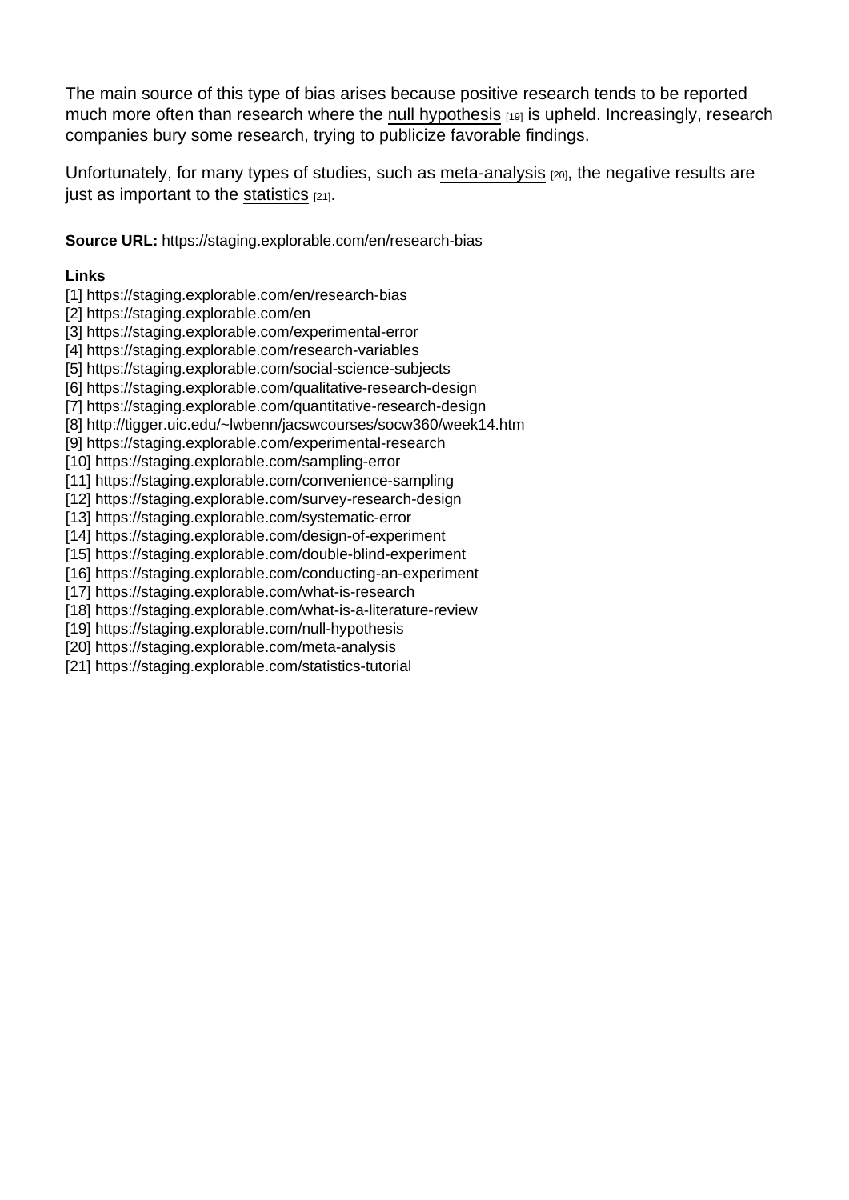The main source of this type of bias arises because positive research tends to be reported much more often than research where the null hypothesis [19] is upheld. Increasingly, research companies bury some research, trying to publicize favorable findings.

Unfortunately, for many types of studies, such as meta-analysis [20], the negative results are just as important to the statistics [21].

---

**Source URL:** https://staging.explorable.com/en/research-bias

**Links**

[1] https://staging.explorable.com/en/research-bias
[2] https://staging.explorable.com/en
[3] https://staging.explorable.com/experimental-error
[4] https://staging.explorable.com/research-variables
[5] https://staging.explorable.com/social-science-subjects
[6] https://staging.explorable.com/qualitative-research-design
[7] https://staging.explorable.com/quantitative-research-design
[8] http://tigger.uic.edu/~lwbenn/jacswcourses/socw360/week14.htm
[9] https://staging.explorable.com/experimental-research
[10] https://staging.explorable.com/sampling-error
[11] https://staging.explorable.com/convenience-sampling
[12] https://staging.explorable.com/survey-research-design
[13] https://staging.explorable.com/systematic-error
[14] https://staging.explorable.com/design-of-experiment
[15] https://staging.explorable.com/double-blind-experiment
[16] https://staging.explorable.com/conducting-an-experiment
[17] https://staging.explorable.com/what-is-research
[18] https://staging.explorable.com/what-is-a-literature-review
[19] https://staging.explorable.com/null-hypothesis
[20] https://staging.explorable.com/meta-analysis
[21] https://staging.explorable.com/statistics-tutorial